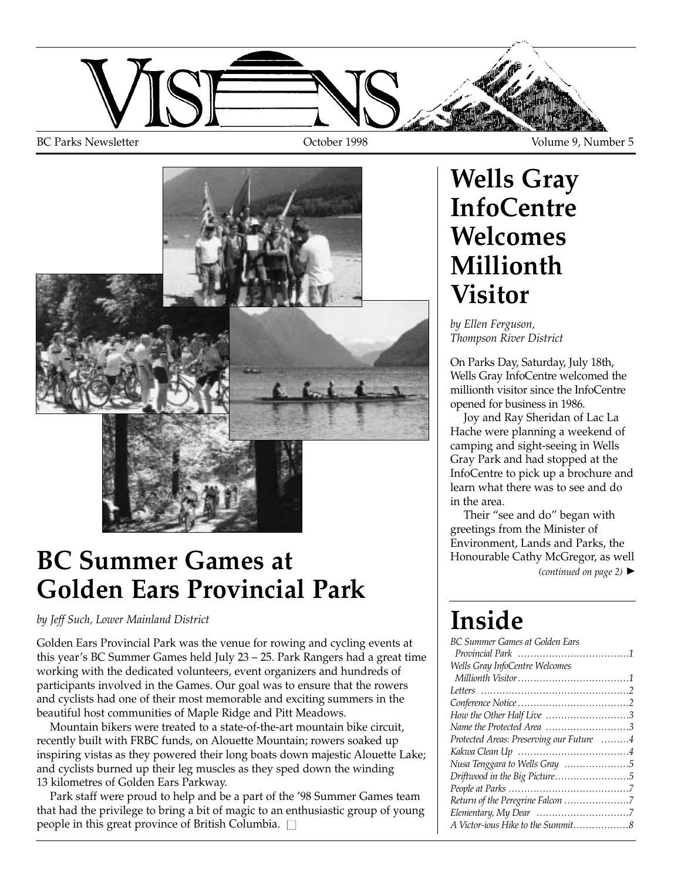# VISIONS

BC Parks Newsletter October 1998 Volume 9, Number 5

## BC Summer Games at Golden Ears Provincial Park

*by Jeff Such, Lower Mainland District*

Golden Ears Provincial Park was the venue for rowing and cycling events at this year's BC Summer Games held July 23 – 25. Park Rangers had a great time working with the dedicated volunteers, event organizers and hundreds of participants involved in the Games. Our goal was to ensure that the rowers and cyclists had one of their most memorable and exciting summers in the beautiful host communities of Maple Ridge and Pitt Meadows.

Mountain bikers were treated to a state-of-the-art mountain bike circuit, recently built with FRBC funds, on Alouette Mountain; rowers soaked up inspiring vistas as they powered their long boats down majestic Alouette Lake; and cyclists burned up their leg muscles as they sped down the winding 13 kilometres of Golden Ears Parkway.

Park staff were proud to help and be a part of the '98 Summer Games team that had the privilege to bring a bit of magic to an enthusiastic group of young people in this great province of British Columbia. □

## Wells Gray InfoCentre Welcomes Millionth Visitor

*by Ellen Ferguson, Thompson River District*

On Parks Day, Saturday, July 18th, Wells Gray InfoCentre welcomed the millionth visitor since the InfoCentre opened for business in 1986.

Joy and Ray Sheridan of Lac La Hache were planning a weekend of camping and sight-seeing in Wells Gray Park and had stopped at the InfoCentre to pick up a brochure and learn what there was to see and do in the area.

Their "see and do" began with greetings from the Minister of Environment, Lands and Parks, the Honourable Cathy McGregor, as well

*(continued on page 2)* ►

## Inside

*BC Summer Games at Golden Ears Provincial Park* ....................1
*Wells Gray InfoCentre Welcomes Millionth Visitor* ....................1
*Letters* ....................2
*Conference Notice* ....................2
*How the Other Half Live* ....................3
*Name the Protected Area* ....................3
*Protected Areas: Preserving our Future* ....................4
*Kakwa Clean Up* ....................4
*Nusa Tenggara to Wells Gray* ....................5
*Driftwood in the Big Picture* ....................5
*People at Parks* ....................7
*Return of the Peregrine Falcon* ....................7
*Elementary, My Dear* ....................7
*A Victor-ious Hike to the Summit* ....................8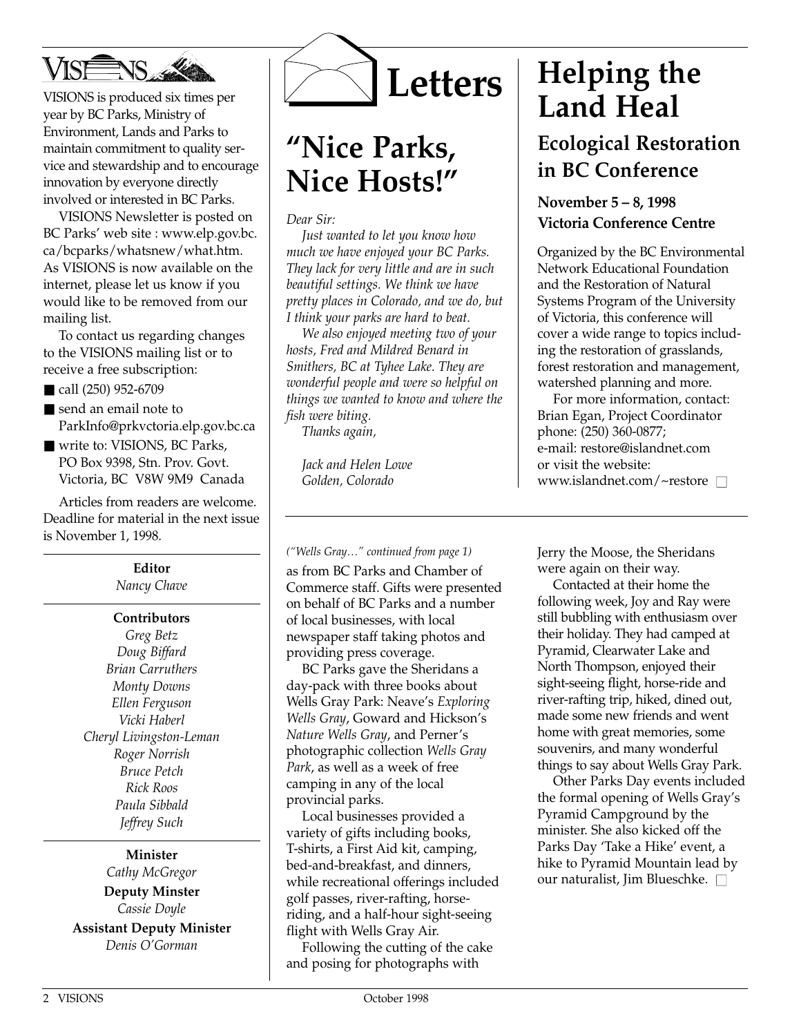# VISIONS

VISIONS is produced six times per year by BC Parks, Ministry of Environment, Lands and Parks to maintain commitment to quality service and stewardship and to encourage innovation by everyone directly involved or interested in BC Parks.

VISIONS Newsletter is posted on BC Parks' web site : www.elp.gov.bc.ca/bcparks/whatsnew/what.htm. As VISIONS is now available on the internet, please let us know if you would like to be removed from our mailing list.

To contact us regarding changes to the VISIONS mailing list or to receive a free subscription:

- call (250) 952-6709
- send an email note to ParkInfo@prkvctoria.elp.gov.bc.ca
- write to: VISIONS, BC Parks, PO Box 9398, Stn. Prov. Govt. Victoria, BC V8W 9M9 Canada

Articles from readers are welcome. Deadline for material in the next issue is November 1, 1998.

**Editor**
*Nancy Chave*

**Contributors**
*Greg Betz*
*Doug Biffard*
*Brian Carruthers*
*Monty Downs*
*Ellen Ferguson*
*Vicki Haberl*
*Cheryl Livingston-Leman*
*Roger Norrish*
*Bruce Petch*
*Rick Roos*
*Paula Sibbald*
*Jeffrey Such*

**Minister**
*Cathy McGregor*

**Deputy Minster**
*Cassie Doyle*

**Assistant Deputy Minister**
*Denis O'Gorman*

# Letters

## "Nice Parks, Nice Hosts!"

*Dear Sir:*

*Just wanted to let you know how much we have enjoyed your BC Parks. They lack for very little and are in such beautiful settings. We think we have pretty places in Colorado, and we do, but I think your parks are hard to beat.*

*We also enjoyed meeting two of your hosts, Fred and Mildred Benard in Smithers, BC at Tyhee Lake. They are wonderful people and were so helpful on things we wanted to know and where the fish were biting.*

*Thanks again,*

*Jack and Helen Lowe*
*Golden, Colorado*

# Helping the Land Heal

## Ecological Restoration in BC Conference

**November 5 – 8, 1998**
**Victoria Conference Centre**

Organized by the BC Environmental Network Educational Foundation and the Restoration of Natural Systems Program of the University of Victoria, this conference will cover a wide range to topics including the restoration of grasslands, forest restoration and management, watershed planning and more.

For more information, contact: Brian Egan, Project Coordinator phone: (250) 360-0877; e-mail: restore@islandnet.com or visit the website: www.islandnet.com/~restore

*("Wells Gray…" continued from page 1)*

as from BC Parks and Chamber of Commerce staff. Gifts were presented on behalf of BC Parks and a number of local businesses, with local newspaper staff taking photos and providing press coverage.

BC Parks gave the Sheridans a day-pack with three books about Wells Gray Park: Neave's *Exploring Wells Gray*, Goward and Hickson's *Nature Wells Gray*, and Perner's photographic collection *Wells Gray Park*, as well as a week of free camping in any of the local provincial parks.

Local businesses provided a variety of gifts including books, T-shirts, a First Aid kit, camping, bed-and-breakfast, and dinners, while recreational offerings included golf passes, river-rafting, horse-riding, and a half-hour sight-seeing flight with Wells Gray Air.

Following the cutting of the cake and posing for photographs with Jerry the Moose, the Sheridans were again on their way.

Contacted at their home the following week, Joy and Ray were still bubbling with enthusiasm over their holiday. They had camped at Pyramid, Clearwater Lake and North Thompson, enjoyed their sight-seeing flight, horse-ride and river-rafting trip, hiked, dined out, made some new friends and went home with great memories, some souvenirs, and many wonderful things to say about Wells Gray Park.

Other Parks Day events included the formal opening of Wells Gray's Pyramid Campground by the minister. She also kicked off the Parks Day 'Take a Hike' event, a hike to Pyramid Mountain lead by our naturalist, Jim Blueschke.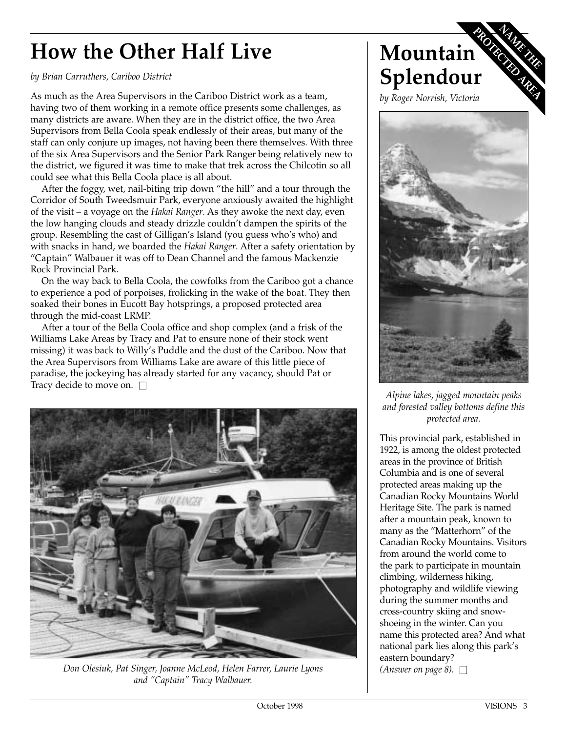# How the Other Half Live

*by Brian Carruthers, Cariboo District*

As much as the Area Supervisors in the Cariboo District work as a team, having two of them working in a remote office presents some challenges, as many districts are aware. When they are in the district office, the two Area Supervisors from Bella Coola speak endlessly of their areas, but many of the staff can only conjure up images, not having been there themselves. With three of the six Area Supervisors and the Senior Park Ranger being relatively new to the district, we figured it was time to make that trek across the Chilcotin so all could see what this Bella Coola place is all about.

After the foggy, wet, nail-biting trip down "the hill" and a tour through the Corridor of South Tweedsmuir Park, everyone anxiously awaited the highlight of the visit – a voyage on the *Hakai Ranger*. As they awoke the next day, even the low hanging clouds and steady drizzle couldn't dampen the spirits of the group. Resembling the cast of Gilligan's Island (you guess who's who) and with snacks in hand, we boarded the *Hakai Ranger*. After a safety orientation by "Captain" Walbauer it was off to Dean Channel and the famous Mackenzie Rock Provincial Park.

On the way back to Bella Coola, the cowfolks from the Cariboo got a chance to experience a pod of porpoises, frolicking in the wake of the boat. They then soaked their bones in Eucott Bay hotsprings, a proposed protected area through the mid-coast LRMP.

After a tour of the Bella Coola office and shop complex (and a frisk of the Williams Lake Areas by Tracy and Pat to ensure none of their stock went missing) it was back to Willy's Puddle and the dust of the Cariboo. Now that the Area Supervisors from Williams Lake are aware of this little piece of paradise, the jockeying has already started for any vacancy, should Pat or Tracy decide to move on. □

*Don Olesiuk, Pat Singer, Joanne McLeod, Helen Farrer, Laurie Lyons and "Captain" Tracy Walbauer.*

# Mountain Splendour

**NAME THE PROTECTED AREA**

*by Roger Norrish, Victoria*

*Alpine lakes, jagged mountain peaks and forested valley bottoms define this protected area.*

This provincial park, established in 1922, is among the oldest protected areas in the province of British Columbia and is one of several protected areas making up the Canadian Rocky Mountains World Heritage Site. The park is named after a mountain peak, known to many as the "Matterhorn" of the Canadian Rocky Mountains. Visitors from around the world come to the park to participate in mountain climbing, wilderness hiking, photography and wildlife viewing during the summer months and cross-country skiing and snow-shoeing in the winter. Can you name this protected area? And what national park lies along this park's eastern boundary? *(Answer on page 8).* □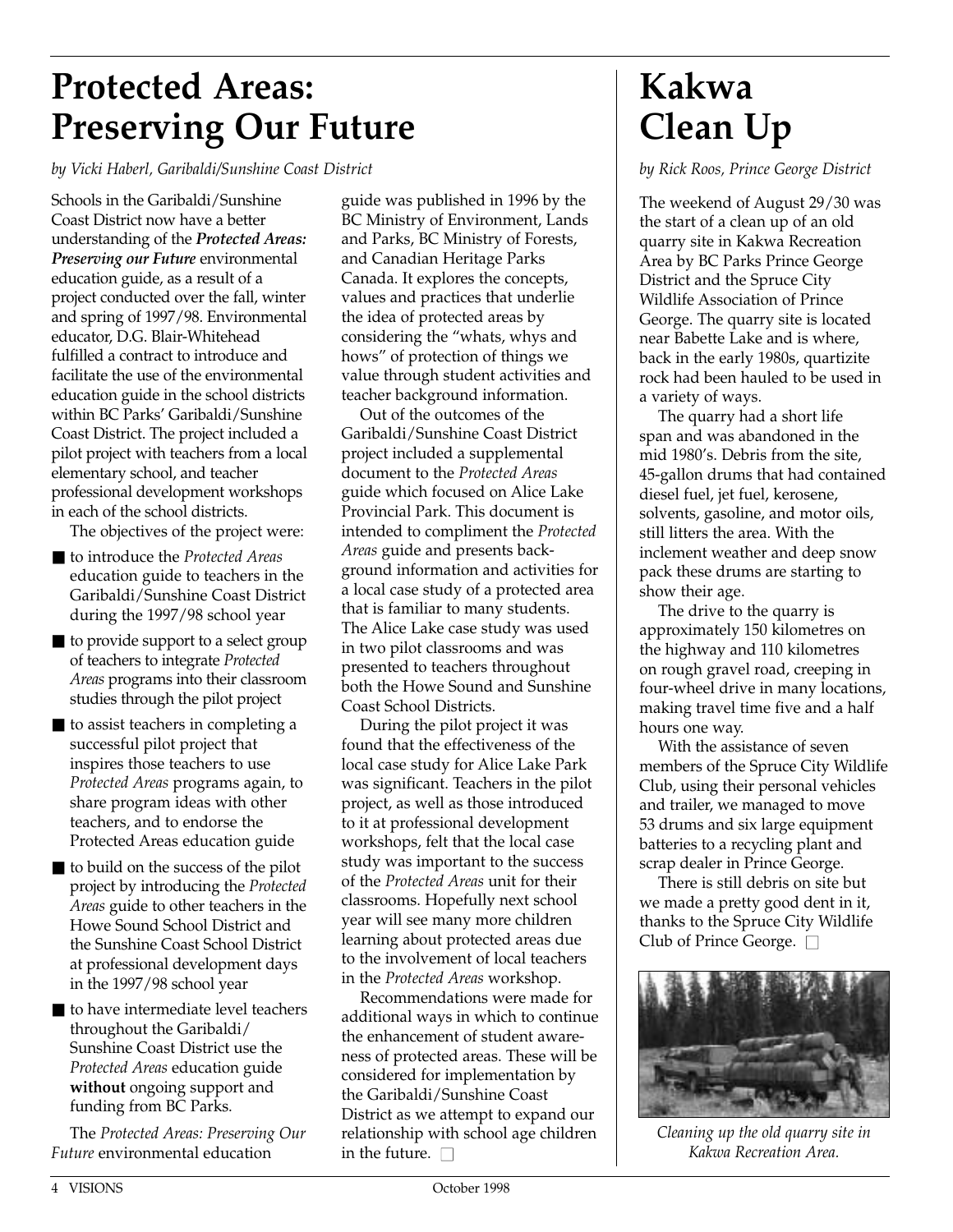# Protected Areas: Preserving Our Future

*by Vicki Haberl, Garibaldi/Sunshine Coast District*

Schools in the Garibaldi/Sunshine Coast District now have a better understanding of the ***Protected Areas: Preserving our Future*** environmental education guide, as a result of a project conducted over the fall, winter and spring of 1997/98. Environmental educator, D.G. Blair-Whitehead fulfilled a contract to introduce and facilitate the use of the environmental education guide in the school districts within BC Parks' Garibaldi/Sunshine Coast District. The project included a pilot project with teachers from a local elementary school, and teacher professional development workshops in each of the school districts.

The objectives of the project were:

- to introduce the *Protected Areas* education guide to teachers in the Garibaldi/Sunshine Coast District during the 1997/98 school year
- to provide support to a select group of teachers to integrate *Protected Areas* programs into their classroom studies through the pilot project
- to assist teachers in completing a successful pilot project that inspires those teachers to use *Protected Areas* programs again, to share program ideas with other teachers, and to endorse the Protected Areas education guide
- to build on the success of the pilot project by introducing the *Protected Areas* guide to other teachers in the Howe Sound School District and the Sunshine Coast School District at professional development days in the 1997/98 school year
- to have intermediate level teachers throughout the Garibaldi/ Sunshine Coast District use the *Protected Areas* education guide **without** ongoing support and funding from BC Parks.

The *Protected Areas: Preserving Our Future* environmental education guide was published in 1996 by the BC Ministry of Environment, Lands and Parks, BC Ministry of Forests, and Canadian Heritage Parks Canada. It explores the concepts, values and practices that underlie the idea of protected areas by considering the "whats, whys and hows" of protection of things we value through student activities and teacher background information.

Out of the outcomes of the Garibaldi/Sunshine Coast District project included a supplemental document to the *Protected Areas* guide which focused on Alice Lake Provincial Park. This document is intended to compliment the *Protected Areas* guide and presents background information and activities for a local case study of a protected area that is familiar to many students. The Alice Lake case study was used in two pilot classrooms and was presented to teachers throughout both the Howe Sound and Sunshine Coast School Districts.

During the pilot project it was found that the effectiveness of the local case study for Alice Lake Park was significant. Teachers in the pilot project, as well as those introduced to it at professional development workshops, felt that the local case study was important to the success of the *Protected Areas* unit for their classrooms. Hopefully next school year will see many more children learning about protected areas due to the involvement of local teachers in the *Protected Areas* workshop.

Recommendations were made for additional ways in which to continue the enhancement of student awareness of protected areas. These will be considered for implementation by the Garibaldi/Sunshine Coast District as we attempt to expand our relationship with school age children in the future. □

# Kakwa Clean Up

*by Rick Roos, Prince George District*

The weekend of August 29/30 was the start of a clean up of an old quarry site in Kakwa Recreation Area by BC Parks Prince George District and the Spruce City Wildlife Association of Prince George. The quarry site is located near Babette Lake and is where, back in the early 1980s, quartizite rock had been hauled to be used in a variety of ways.

The quarry had a short life span and was abandoned in the mid 1980's. Debris from the site, 45-gallon drums that had contained diesel fuel, jet fuel, kerosene, solvents, gasoline, and motor oils, still litters the area. With the inclement weather and deep snow pack these drums are starting to show their age.

The drive to the quarry is approximately 150 kilometres on the highway and 110 kilometres on rough gravel road, creeping in four-wheel drive in many locations, making travel time five and a half hours one way.

With the assistance of seven members of the Spruce City Wildlife Club, using their personal vehicles and trailer, we managed to move 53 drums and six large equipment batteries to a recycling plant and scrap dealer in Prince George.

There is still debris on site but we made a pretty good dent in it, thanks to the Spruce City Wildlife Club of Prince George. □

*Cleaning up the old quarry site in Kakwa Recreation Area.*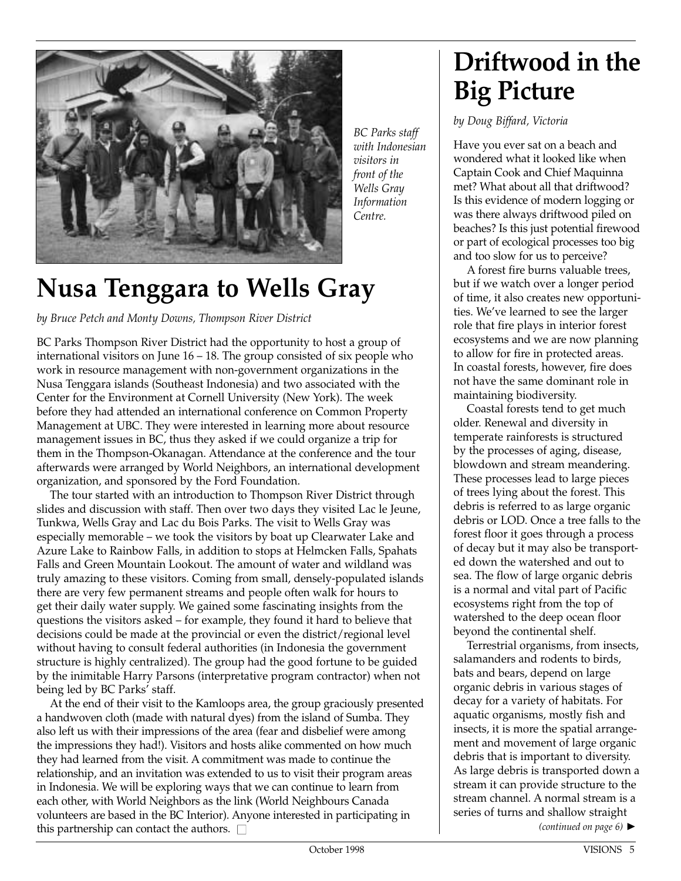*BC Parks staff with Indonesian visitors in front of the Wells Gray Information Centre.*

# Nusa Tenggara to Wells Gray

*by Bruce Petch and Monty Downs, Thompson River District*

BC Parks Thompson River District had the opportunity to host a group of international visitors on June 16 – 18. The group consisted of six people who work in resource management with non-government organizations in the Nusa Tenggara islands (Southeast Indonesia) and two associated with the Center for the Environment at Cornell University (New York). The week before they had attended an international conference on Common Property Management at UBC. They were interested in learning more about resource management issues in BC, thus they asked if we could organize a trip for them in the Thompson-Okanagan. Attendance at the conference and the tour afterwards were arranged by World Neighbors, an international development organization, and sponsored by the Ford Foundation.

The tour started with an introduction to Thompson River District through slides and discussion with staff. Then over two days they visited Lac le Jeune, Tunkwa, Wells Gray and Lac du Bois Parks. The visit to Wells Gray was especially memorable – we took the visitors by boat up Clearwater Lake and Azure Lake to Rainbow Falls, in addition to stops at Helmcken Falls, Spahats Falls and Green Mountain Lookout. The amount of water and wildland was truly amazing to these visitors. Coming from small, densely-populated islands there are very few permanent streams and people often walk for hours to get their daily water supply. We gained some fascinating insights from the questions the visitors asked – for example, they found it hard to believe that decisions could be made at the provincial or even the district/regional level without having to consult federal authorities (in Indonesia the government structure is highly centralized). The group had the good fortune to be guided by the inimitable Harry Parsons (interpretative program contractor) when not being led by BC Parks' staff.

At the end of their visit to the Kamloops area, the group graciously presented a handwoven cloth (made with natural dyes) from the island of Sumba. They also left us with their impressions of the area (fear and disbelief were among the impressions they had!). Visitors and hosts alike commented on how much they had learned from the visit. A commitment was made to continue the relationship, and an invitation was extended to us to visit their program areas in Indonesia. We will be exploring ways that we can continue to learn from each other, with World Neighbors as the link (World Neighbours Canada volunteers are based in the BC Interior). Anyone interested in participating in this partnership can contact the authors. □

# Driftwood in the Big Picture

*by Doug Biffard, Victoria*

Have you ever sat on a beach and wondered what it looked like when Captain Cook and Chief Maquinna met? What about all that driftwood? Is this evidence of modern logging or was there always driftwood piled on beaches? Is this just potential firewood or part of ecological processes too big and too slow for us to perceive?

A forest fire burns valuable trees, but if we watch over a longer period of time, it also creates new opportunities. We've learned to see the larger role that fire plays in interior forest ecosystems and we are now planning to allow for fire in protected areas. In coastal forests, however, fire does not have the same dominant role in maintaining biodiversity.

Coastal forests tend to get much older. Renewal and diversity in temperate rainforests is structured by the processes of aging, disease, blowdown and stream meandering. These processes lead to large pieces of trees lying about the forest. This debris is referred to as large organic debris or LOD. Once a tree falls to the forest floor it goes through a process of decay but it may also be transported down the watershed and out to sea. The flow of large organic debris is a normal and vital part of Pacific ecosystems right from the top of watershed to the deep ocean floor beyond the continental shelf.

Terrestrial organisms, from insects, salamanders and rodents to birds, bats and bears, depend on large organic debris in various stages of decay for a variety of habitats. For aquatic organisms, mostly fish and insects, it is more the spatial arrangement and movement of large organic debris that is important to diversity. As large debris is transported down a stream it can provide structure to the stream channel. A normal stream is a series of turns and shallow straight

*(continued on page 6)* ►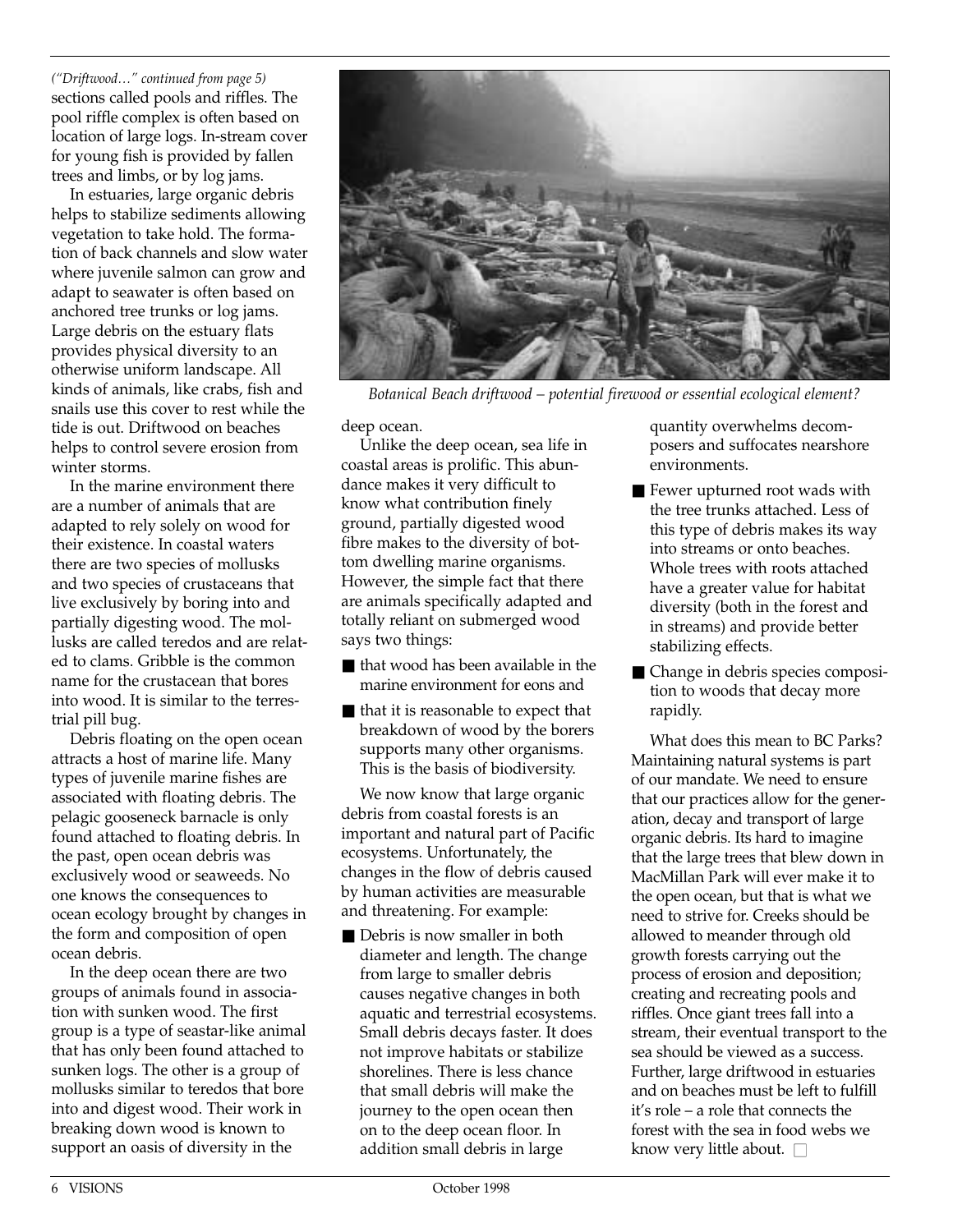*("Driftwood…" continued from page 5)*

sections called pools and riffles. The pool riffle complex is often based on location of large logs. In-stream cover for young fish is provided by fallen trees and limbs, or by log jams.

In estuaries, large organic debris helps to stabilize sediments allowing vegetation to take hold. The formation of back channels and slow water where juvenile salmon can grow and adapt to seawater is often based on anchored tree trunks or log jams. Large debris on the estuary flats provides physical diversity to an otherwise uniform landscape. All kinds of animals, like crabs, fish and snails use this cover to rest while the tide is out. Driftwood on beaches helps to control severe erosion from winter storms.

In the marine environment there are a number of animals that are adapted to rely solely on wood for their existence. In coastal waters there are two species of mollusks and two species of crustaceans that live exclusively by boring into and partially digesting wood. The mollusks are called teredos and are related to clams. Gribble is the common name for the crustacean that bores into wood. It is similar to the terrestrial pill bug.

Debris floating on the open ocean attracts a host of marine life. Many types of juvenile marine fishes are associated with floating debris. The pelagic gooseneck barnacle is only found attached to floating debris. In the past, open ocean debris was exclusively wood or seaweeds. No one knows the consequences to ocean ecology brought by changes in the form and composition of open ocean debris.

In the deep ocean there are two groups of animals found in association with sunken wood. The first group is a type of seastar-like animal that has only been found attached to sunken logs. The other is a group of mollusks similar to teredos that bore into and digest wood. Their work in breaking down wood is known to support an oasis of diversity in the deep ocean.

*Botanical Beach driftwood – potential firewood or essential ecological element?*

Unlike the deep ocean, sea life in coastal areas is prolific. This abundance makes it very difficult to know what contribution finely ground, partially digested wood fibre makes to the diversity of bottom dwelling marine organisms. However, the simple fact that there are animals specifically adapted and totally reliant on submerged wood says two things:

- that wood has been available in the marine environment for eons and
- that it is reasonable to expect that breakdown of wood by the borers supports many other organisms. This is the basis of biodiversity.

We now know that large organic debris from coastal forests is an important and natural part of Pacific ecosystems. Unfortunately, the changes in the flow of debris caused by human activities are measurable and threatening. For example:

- Debris is now smaller in both diameter and length. The change from large to smaller debris causes negative changes in both aquatic and terrestrial ecosystems. Small debris decays faster. It does not improve habitats or stabilize shorelines. There is less chance that small debris will make the journey to the open ocean then on to the deep ocean floor. In addition small debris in large quantity overwhelms decomposers and suffocates nearshore environments.
- Fewer upturned root wads with the tree trunks attached. Less of this type of debris makes its way into streams or onto beaches. Whole trees with roots attached have a greater value for habitat diversity (both in the forest and in streams) and provide better stabilizing effects.
- Change in debris species composition to woods that decay more rapidly.

What does this mean to BC Parks? Maintaining natural systems is part of our mandate. We need to ensure that our practices allow for the generation, decay and transport of large organic debris. Its hard to imagine that the large trees that blew down in MacMillan Park will ever make it to the open ocean, but that is what we need to strive for. Creeks should be allowed to meander through old growth forests carrying out the process of erosion and deposition; creating and recreating pools and riffles. Once giant trees fall into a stream, their eventual transport to the sea should be viewed as a success. Further, large driftwood in estuaries and on beaches must be left to fulfill it's role – a role that connects the forest with the sea in food webs we know very little about. □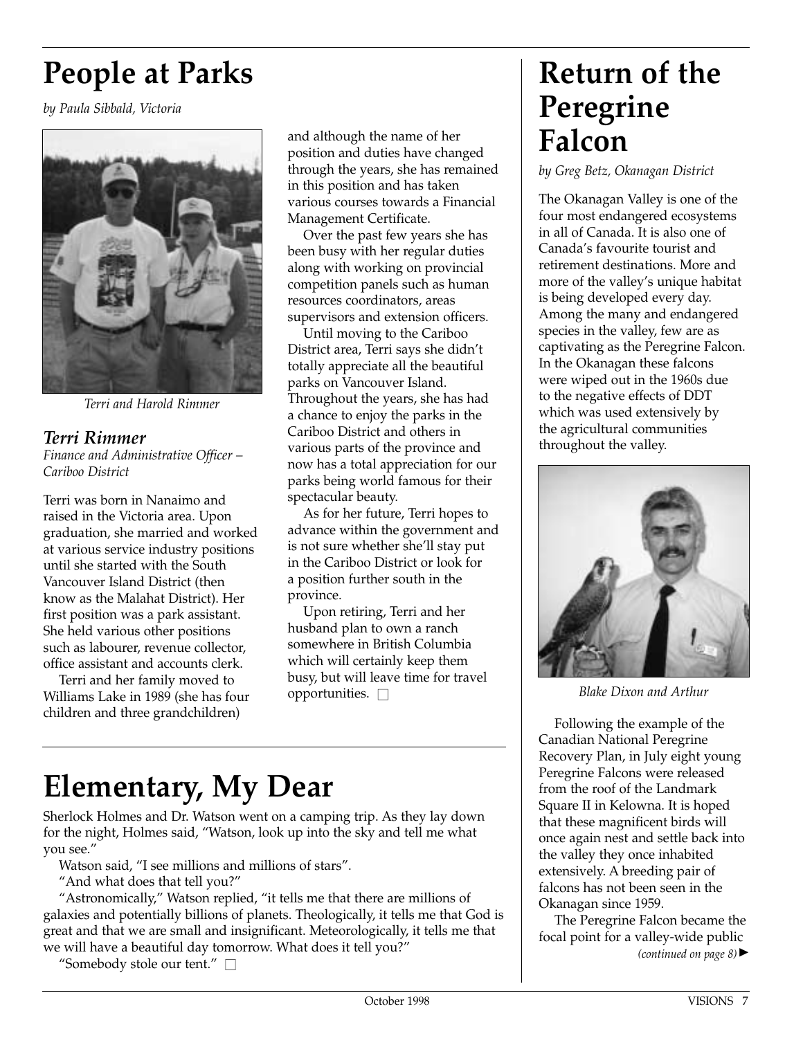# People at Parks

*by Paula Sibbald, Victoria*

*Terri and Harold Rimmer*

### *Terri Rimmer*

*Finance and Administrative Officer – Cariboo District*

Terri was born in Nanaimo and raised in the Victoria area. Upon graduation, she married and worked at various service industry positions until she started with the South Vancouver Island District (then know as the Malahat District). Her first position was a park assistant. She held various other positions such as labourer, revenue collector, office assistant and accounts clerk.

Terri and her family moved to Williams Lake in 1989 (she has four children and three grandchildren) and although the name of her position and duties have changed through the years, she has remained in this position and has taken various courses towards a Financial Management Certificate.

Over the past few years she has been busy with her regular duties along with working on provincial competition panels such as human resources coordinators, areas supervisors and extension officers.

Until moving to the Cariboo District area, Terri says she didn't totally appreciate all the beautiful parks on Vancouver Island. Throughout the years, she has had a chance to enjoy the parks in the Cariboo District and others in various parts of the province and now has a total appreciation for our parks being world famous for their spectacular beauty.

As for her future, Terri hopes to advance within the government and is not sure whether she'll stay put in the Cariboo District or look for a position further south in the province.

Upon retiring, Terri and her husband plan to own a ranch somewhere in British Columbia which will certainly keep them busy, but will leave time for travel opportunities. □

# Elementary, My Dear

Sherlock Holmes and Dr. Watson went on a camping trip. As they lay down for the night, Holmes said, "Watson, look up into the sky and tell me what you see."

Watson said, "I see millions and millions of stars".

"And what does that tell you?"

"Astronomically," Watson replied, "it tells me that there are millions of galaxies and potentially billions of planets. Theologically, it tells me that God is great and that we are small and insignificant. Meteorologically, it tells me that we will have a beautiful day tomorrow. What does it tell you?"

"Somebody stole our tent." □

# Return of the Peregrine Falcon

*by Greg Betz, Okanagan District*

The Okanagan Valley is one of the four most endangered ecosystems in all of Canada. It is also one of Canada's favourite tourist and retirement destinations. More and more of the valley's unique habitat is being developed every day. Among the many and endangered species in the valley, few are as captivating as the Peregrine Falcon. In the Okanagan these falcons were wiped out in the 1960s due to the negative effects of DDT which was used extensively by the agricultural communities throughout the valley.

*Blake Dixon and Arthur*

Following the example of the Canadian National Peregrine Recovery Plan, in July eight young Peregrine Falcons were released from the roof of the Landmark Square II in Kelowna. It is hoped that these magnificent birds will once again nest and settle back into the valley they once inhabited extensively. A breeding pair of falcons has not been seen in the Okanagan since 1959.

The Peregrine Falcon became the focal point for a valley-wide public

*(continued on page 8)* ►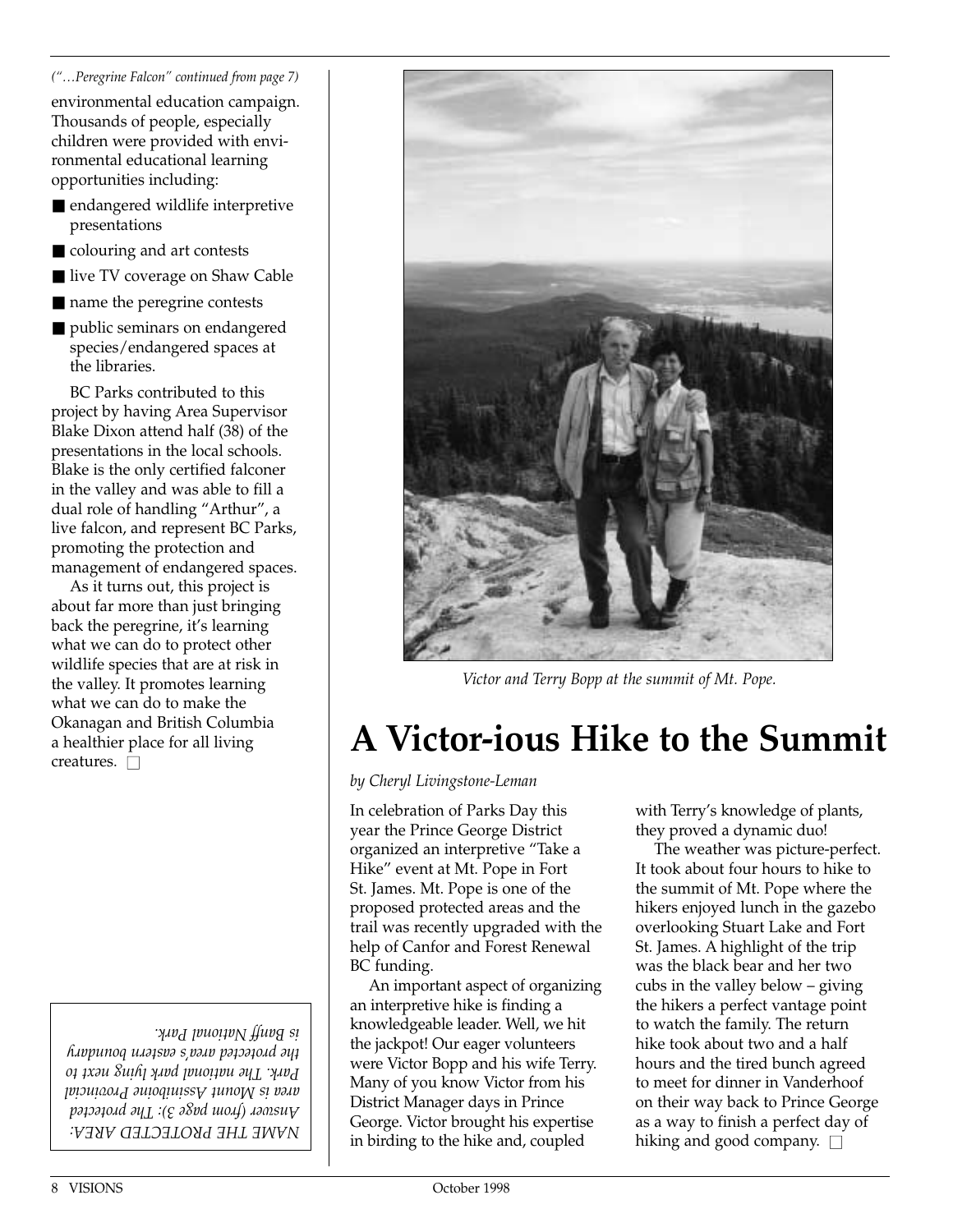*("…Peregrine Falcon" continued from page 7)*

environmental education campaign. Thousands of people, especially children were provided with environmental educational learning opportunities including:

- endangered wildlife interpretive presentations
- colouring and art contests
- live TV coverage on Shaw Cable
- name the peregrine contests
- public seminars on endangered species/endangered spaces at the libraries.

BC Parks contributed to this project by having Area Supervisor Blake Dixon attend half (38) of the presentations in the local schools. Blake is the only certified falconer in the valley and was able to fill a dual role of handling "Arthur", a live falcon, and represent BC Parks, promoting the protection and management of endangered spaces.

As it turns out, this project is about far more than just bringing back the peregrine, it's learning what we can do to protect other wildlife species that are at risk in the valley. It promotes learning what we can do to make the Okanagan and British Columbia a healthier place for all living creatures. □

*NAME THE PROTECTED AREA: Answer (from page 3): The protected area is Mount Assiniboine Provincial Park. The national park lying next to the protected area's eastern boundary is Banff National Park.*

*Victor and Terry Bopp at the summit of Mt. Pope.*

# A Victor-ious Hike to the Summit

*by Cheryl Livingstone-Leman*

In celebration of Parks Day this year the Prince George District organized an interpretive "Take a Hike" event at Mt. Pope in Fort St. James. Mt. Pope is one of the proposed protected areas and the trail was recently upgraded with the help of Canfor and Forest Renewal BC funding.

An important aspect of organizing an interpretive hike is finding a knowledgeable leader. Well, we hit the jackpot! Our eager volunteers were Victor Bopp and his wife Terry. Many of you know Victor from his District Manager days in Prince George. Victor brought his expertise in birding to the hike and, coupled with Terry's knowledge of plants, they proved a dynamic duo!

The weather was picture-perfect. It took about four hours to hike to the summit of Mt. Pope where the hikers enjoyed lunch in the gazebo overlooking Stuart Lake and Fort St. James. A highlight of the trip was the black bear and her two cubs in the valley below – giving the hikers a perfect vantage point to watch the family. The return hike took about two and a half hours and the tired bunch agreed to meet for dinner in Vanderhoof on their way back to Prince George as a way to finish a perfect day of hiking and good company. □